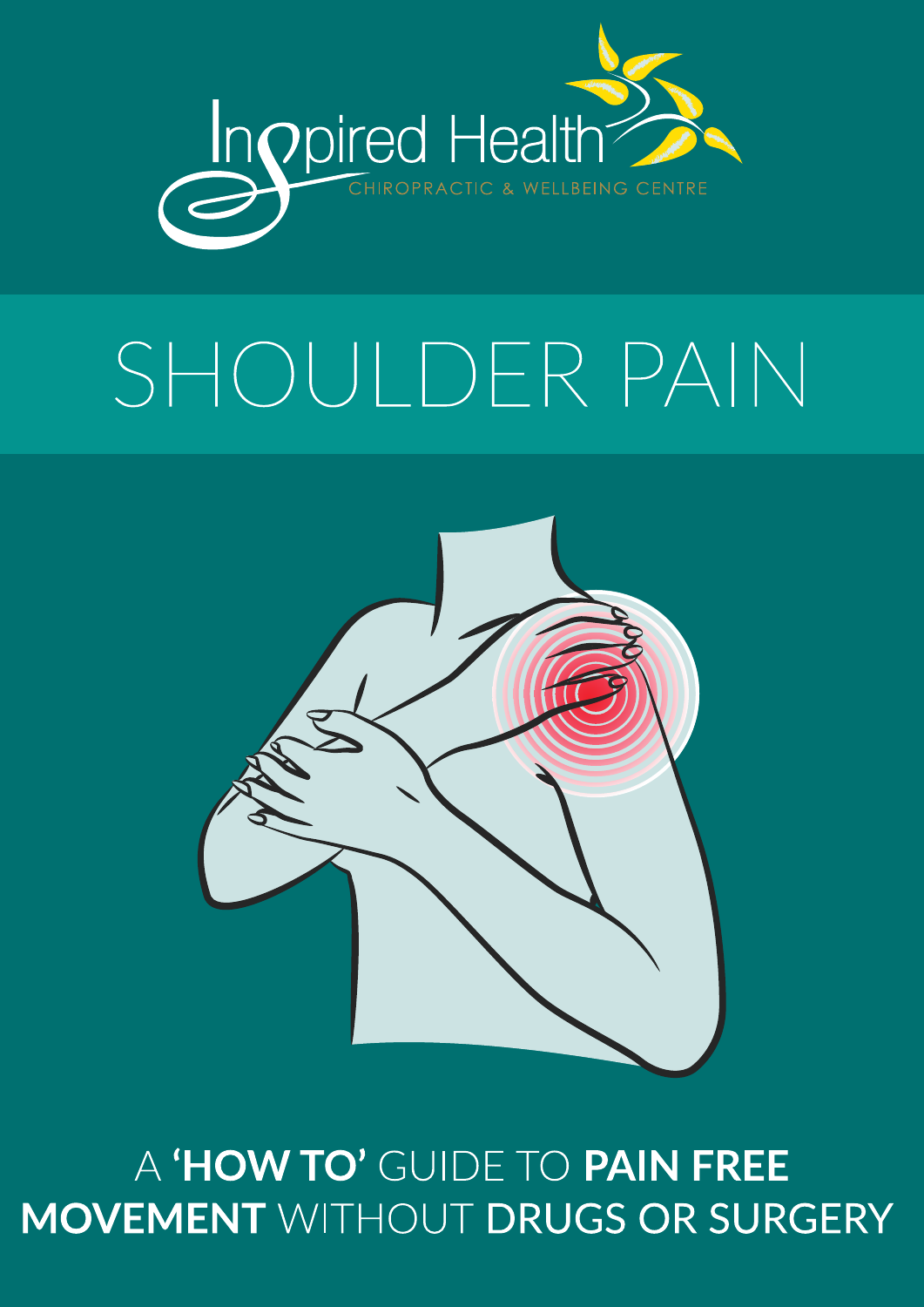Inspired Health

CHIROPRACTIC & WELLBEING CENTRE

# SHOULDER PAIN

A **'HOW TO'** GUIDE TO **PAIN FREE MOVEMENT** WITHOUT **DRUGS OR SURGERY**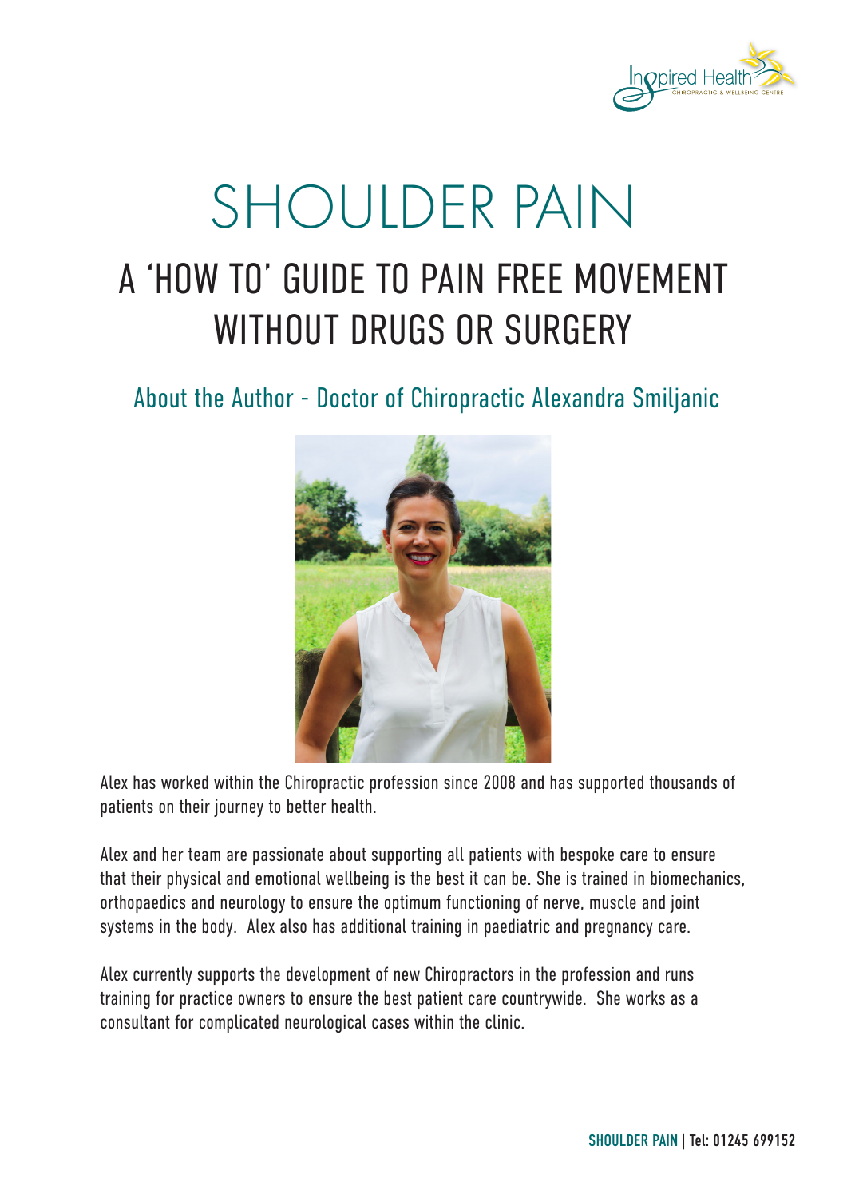# SHOULDER PAIN

## A 'HOW TO' GUIDE TO PAIN FREE MOVEMENT WITHOUT DRUGS OR SURGERY

### About the Author - Doctor of Chiropractic Alexandra Smiljanic

Alex has worked within the Chiropractic profession since 2008 and has supported thousands of patients on their journey to better health.

Alex and her team are passionate about supporting all patients with bespoke care to ensure that their physical and emotional wellbeing is the best it can be. She is trained in biomechanics, orthopaedics and neurology to ensure the optimum functioning of nerve, muscle and joint systems in the body. Alex also has additional training in paediatric and pregnancy care.

Alex currently supports the development of new Chiropractors in the profession and runs training for practice owners to ensure the best patient care countrywide. She works as a consultant for complicated neurological cases within the clinic.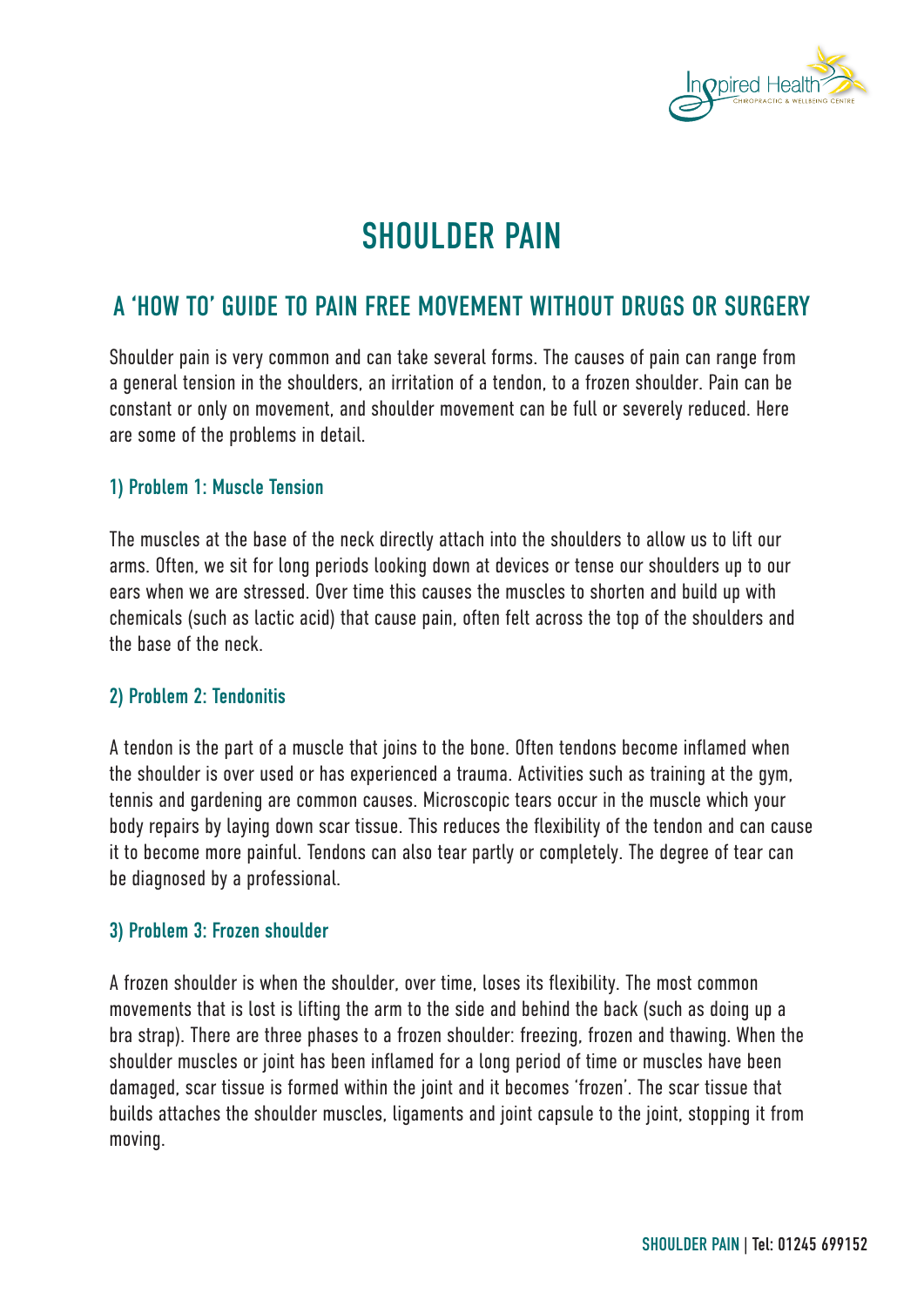# SHOULDER PAIN

## A 'HOW TO' GUIDE TO PAIN FREE MOVEMENT WITHOUT DRUGS OR SURGERY

Shoulder pain is very common and can take several forms. The causes of pain can range from a general tension in the shoulders, an irritation of a tendon, to a frozen shoulder. Pain can be constant or only on movement, and shoulder movement can be full or severely reduced. Here are some of the problems in detail.

### 1) Problem 1: Muscle Tension

The muscles at the base of the neck directly attach into the shoulders to allow us to lift our arms. Often, we sit for long periods looking down at devices or tense our shoulders up to our ears when we are stressed. Over time this causes the muscles to shorten and build up with chemicals (such as lactic acid) that cause pain, often felt across the top of the shoulders and the base of the neck.

### 2) Problem 2: Tendonitis

A tendon is the part of a muscle that joins to the bone. Often tendons become inflamed when the shoulder is over used or has experienced a trauma. Activities such as training at the gym, tennis and gardening are common causes. Microscopic tears occur in the muscle which your body repairs by laying down scar tissue. This reduces the flexibility of the tendon and can cause it to become more painful. Tendons can also tear partly or completely. The degree of tear can be diagnosed by a professional.

### 3) Problem 3: Frozen shoulder

A frozen shoulder is when the shoulder, over time, loses its flexibility. The most common movements that is lost is lifting the arm to the side and behind the back (such as doing up a bra strap). There are three phases to a frozen shoulder: freezing, frozen and thawing. When the shoulder muscles or joint has been inflamed for a long period of time or muscles have been damaged, scar tissue is formed within the joint and it becomes 'frozen'. The scar tissue that builds attaches the shoulder muscles, ligaments and joint capsule to the joint, stopping it from moving.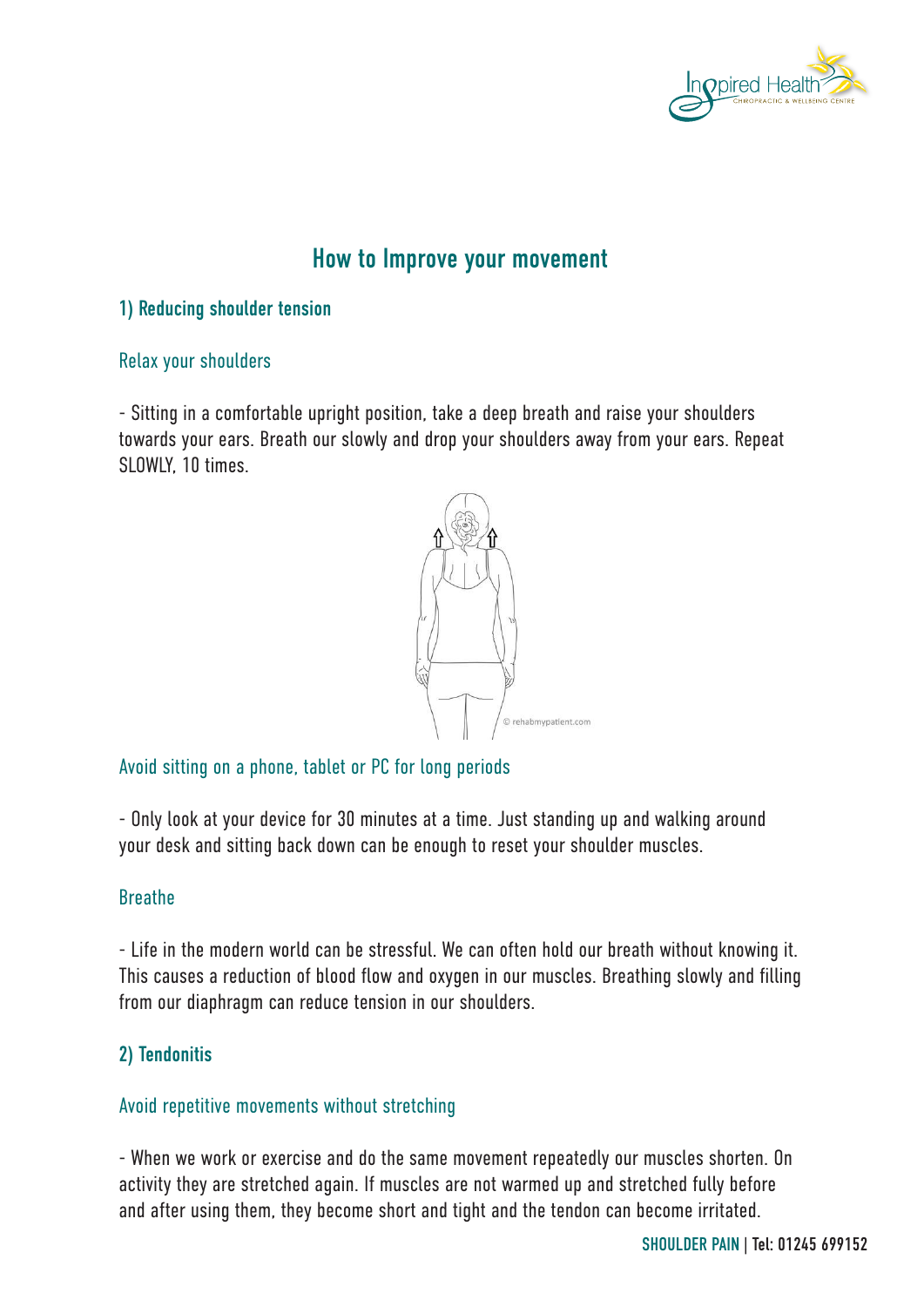# How to Improve your movement

## 1) Reducing shoulder tension

### Relax your shoulders

- Sitting in a comfortable upright position, take a deep breath and raise your shoulders towards your ears. Breath our slowly and drop your shoulders away from your ears. Repeat SLOWLY, 10 times.

© rehabmypatient.com

### Avoid sitting on a phone, tablet or PC for long periods

- Only look at your device for 30 minutes at a time. Just standing up and walking around your desk and sitting back down can be enough to reset your shoulder muscles.

### Breathe

- Life in the modern world can be stressful. We can often hold our breath without knowing it. This causes a reduction of blood flow and oxygen in our muscles. Breathing slowly and filling from our diaphragm can reduce tension in our shoulders.

## 2) Tendonitis

### Avoid repetitive movements without stretching

- When we work or exercise and do the same movement repeatedly our muscles shorten. On activity they are stretched again. If muscles are not warmed up and stretched fully before and after using them, they become short and tight and the tendon can become irritated.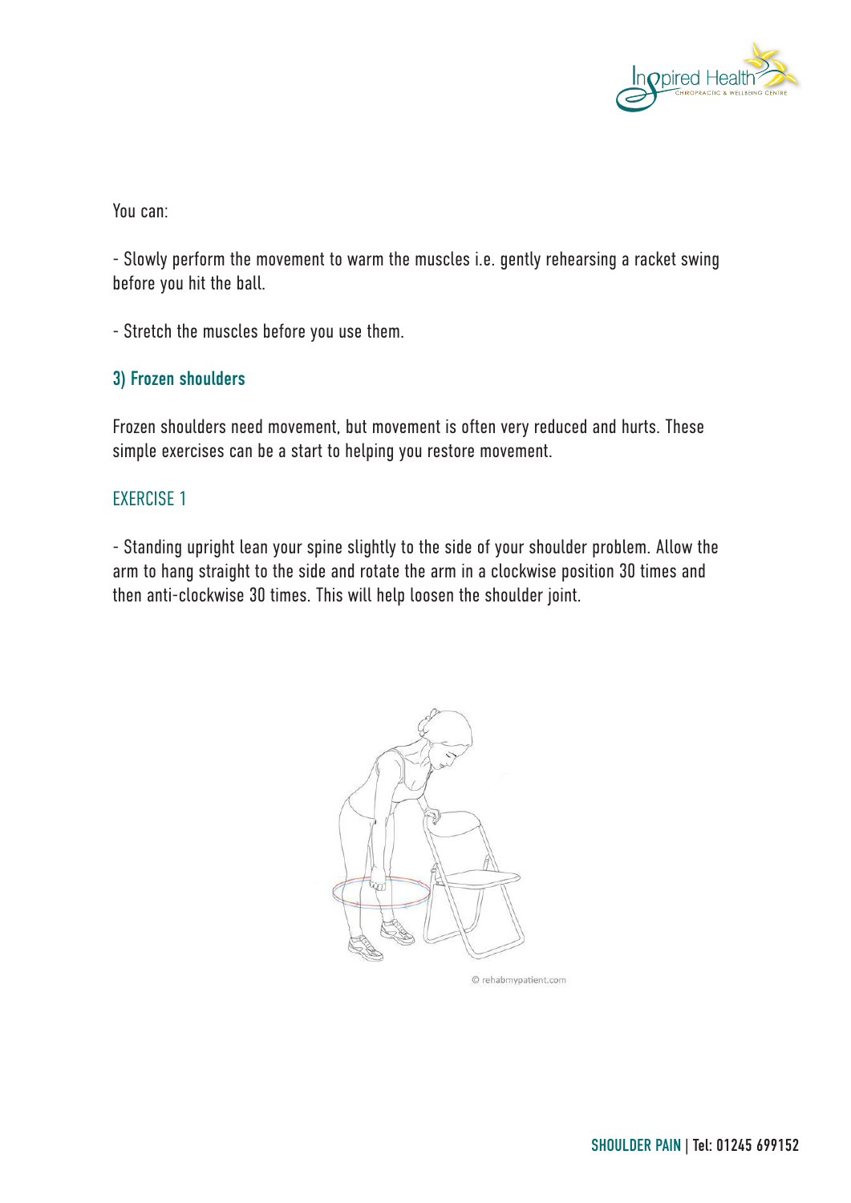You can:

- Slowly perform the movement to warm the muscles i.e. gently rehearsing a racket swing before you hit the ball.

- Stretch the muscles before you use them.

### 3) Frozen shoulders

Frozen shoulders need movement, but movement is often very reduced and hurts. These simple exercises can be a start to helping you restore movement.

#### EXERCISE 1

- Standing upright lean your spine slightly to the side of your shoulder problem. Allow the arm to hang straight to the side and rotate the arm in a clockwise position 30 times and then anti-clockwise 30 times. This will help loosen the shoulder joint.

© rehabmypatient.com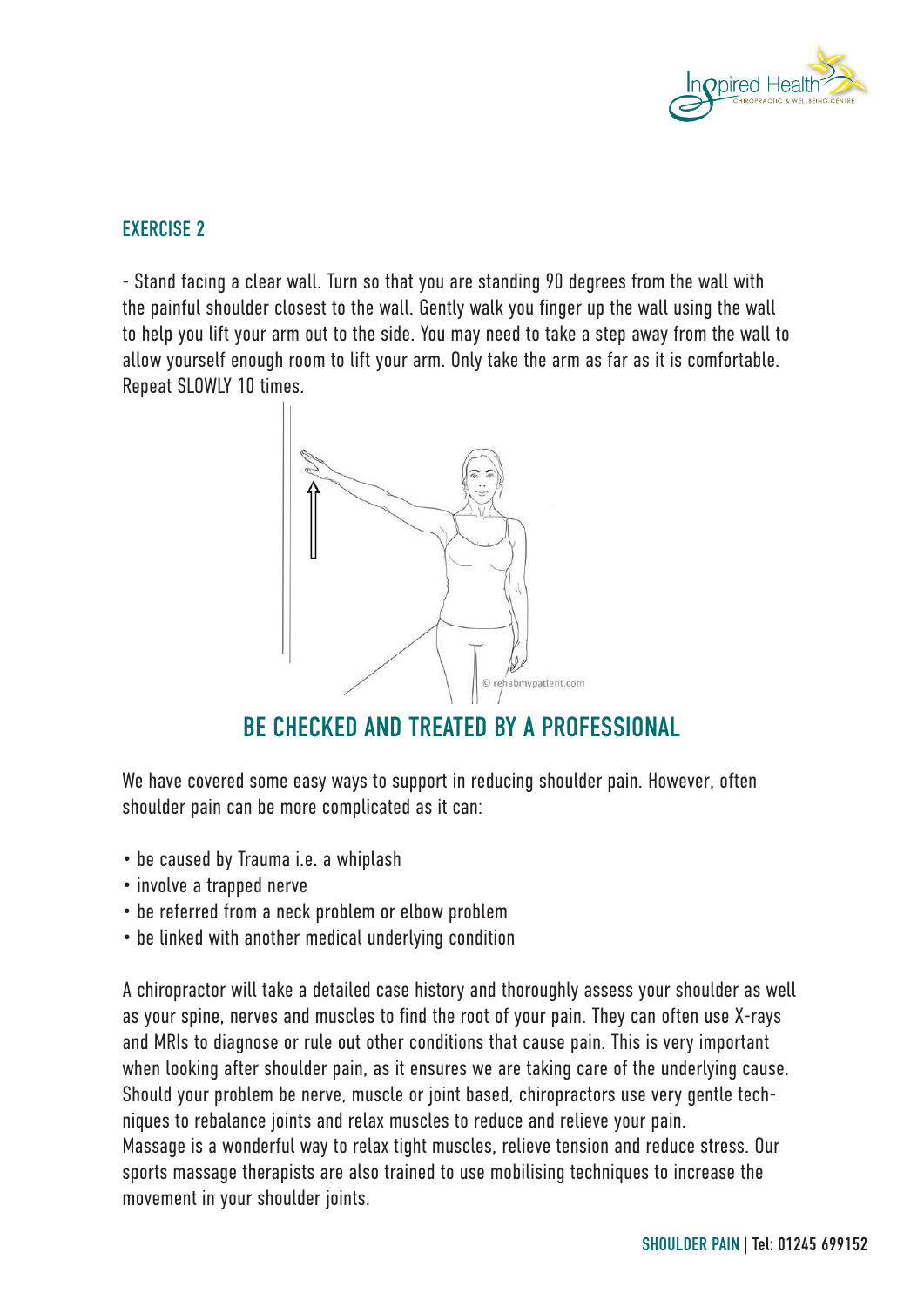## EXERCISE 2

- Stand facing a clear wall. Turn so that you are standing 90 degrees from the wall with the painful shoulder closest to the wall. Gently walk you finger up the wall using the wall to help you lift your arm out to the side. You may need to take a step away from the wall to allow yourself enough room to lift your arm. Only take the arm as far as it is comfortable. Repeat SLOWLY 10 times.

## BE CHECKED AND TREATED BY A PROFESSIONAL

We have covered some easy ways to support in reducing shoulder pain. However, often shoulder pain can be more complicated as it can:

- be caused by Trauma i.e. a whiplash
- involve a trapped nerve
- be referred from a neck problem or elbow problem
- be linked with another medical underlying condition

A chiropractor will take a detailed case history and thoroughly assess your shoulder as well as your spine, nerves and muscles to find the root of your pain. They can often use X-rays and MRIs to diagnose or rule out other conditions that cause pain. This is very important when looking after shoulder pain, as it ensures we are taking care of the underlying cause. Should your problem be nerve, muscle or joint based, chiropractors use very gentle techniques to rebalance joints and relax muscles to reduce and relieve your pain.
Massage is a wonderful way to relax tight muscles, relieve tension and reduce stress. Our sports massage therapists are also trained to use mobilising techniques to increase the movement in your shoulder joints.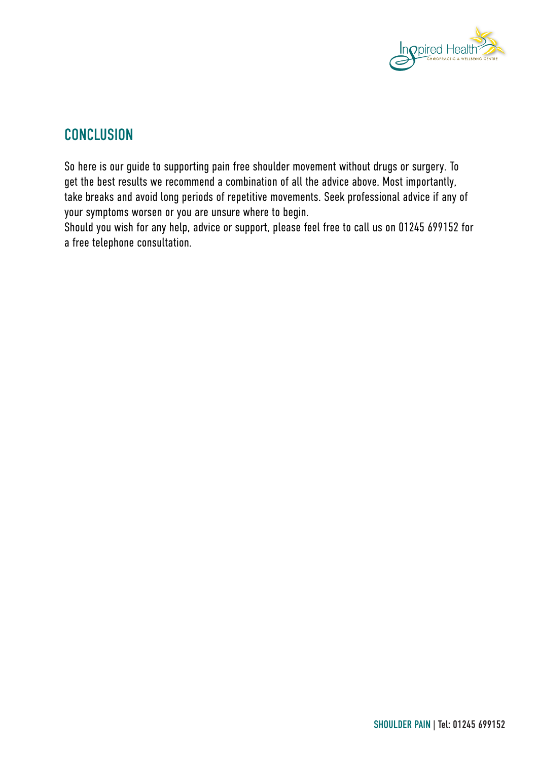## CONCLUSION

So here is our guide to supporting pain free shoulder movement without drugs or surgery. To get the best results we recommend a combination of all the advice above. Most importantly, take breaks and avoid long periods of repetitive movements. Seek professional advice if any of your symptoms worsen or you are unsure where to begin.

Should you wish for any help, advice or support, please feel free to call us on 01245 699152 for a free telephone consultation.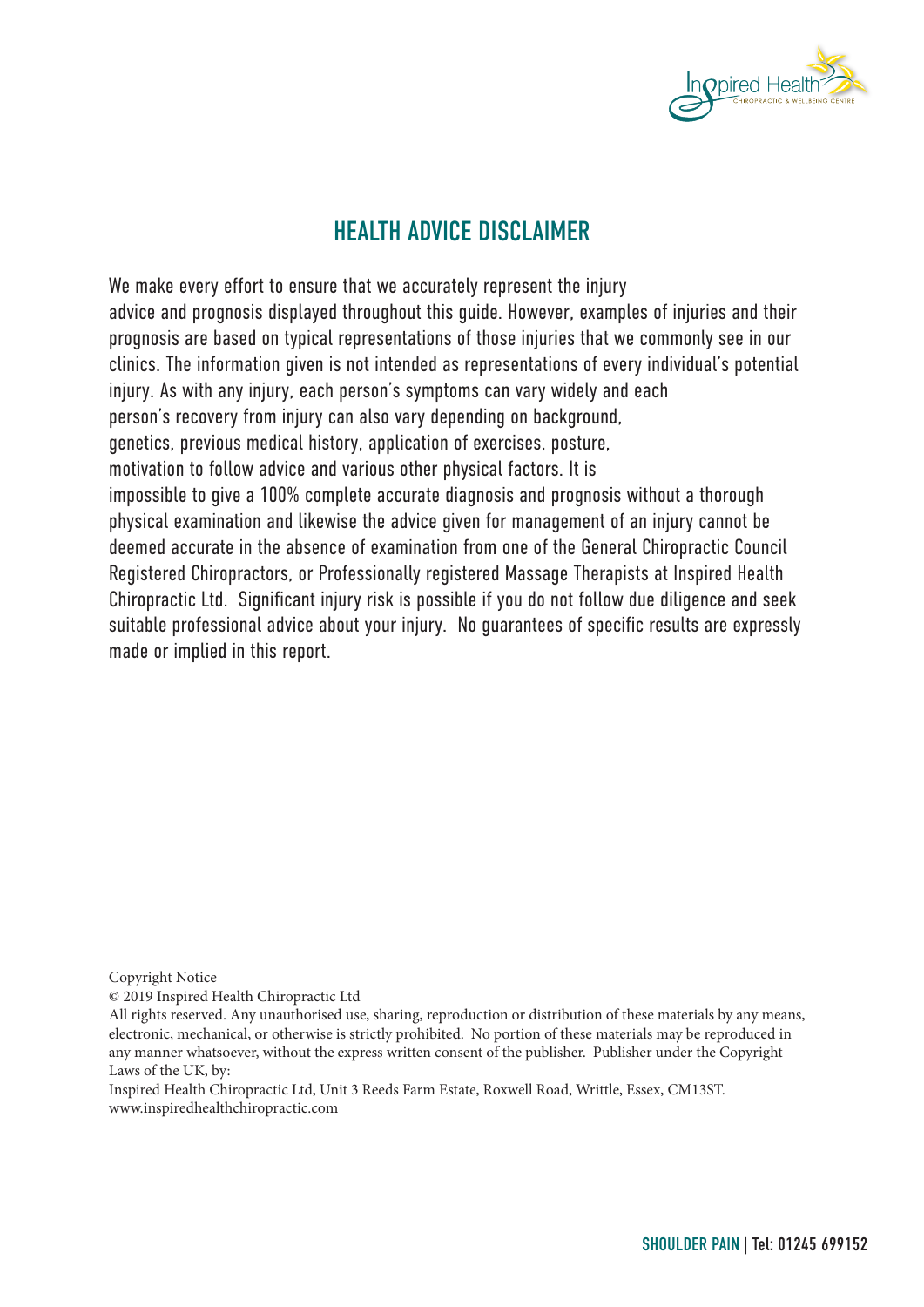## HEALTH ADVICE DISCLAIMER

We make every effort to ensure that we accurately represent the injury advice and prognosis displayed throughout this guide. However, examples of injuries and their prognosis are based on typical representations of those injuries that we commonly see in our clinics. The information given is not intended as representations of every individual's potential injury. As with any injury, each person's symptoms can vary widely and each person's recovery from injury can also vary depending on background, genetics, previous medical history, application of exercises, posture, motivation to follow advice and various other physical factors. It is impossible to give a 100% complete accurate diagnosis and prognosis without a thorough physical examination and likewise the advice given for management of an injury cannot be deemed accurate in the absence of examination from one of the General Chiropractic Council Registered Chiropractors, or Professionally registered Massage Therapists at Inspired Health Chiropractic Ltd. Significant injury risk is possible if you do not follow due diligence and seek suitable professional advice about your injury. No guarantees of specific results are expressly made or implied in this report.

Copyright Notice

© 2019 Inspired Health Chiropractic Ltd

All rights reserved. Any unauthorised use, sharing, reproduction or distribution of these materials by any means, electronic, mechanical, or otherwise is strictly prohibited. No portion of these materials may be reproduced in any manner whatsoever, without the express written consent of the publisher. Publisher under the Copyright Laws of the UK, by:

Inspired Health Chiropractic Ltd, Unit 3 Reeds Farm Estate, Roxwell Road, Writtle, Essex, CM13ST.
www.inspiredhealthchiropractic.com